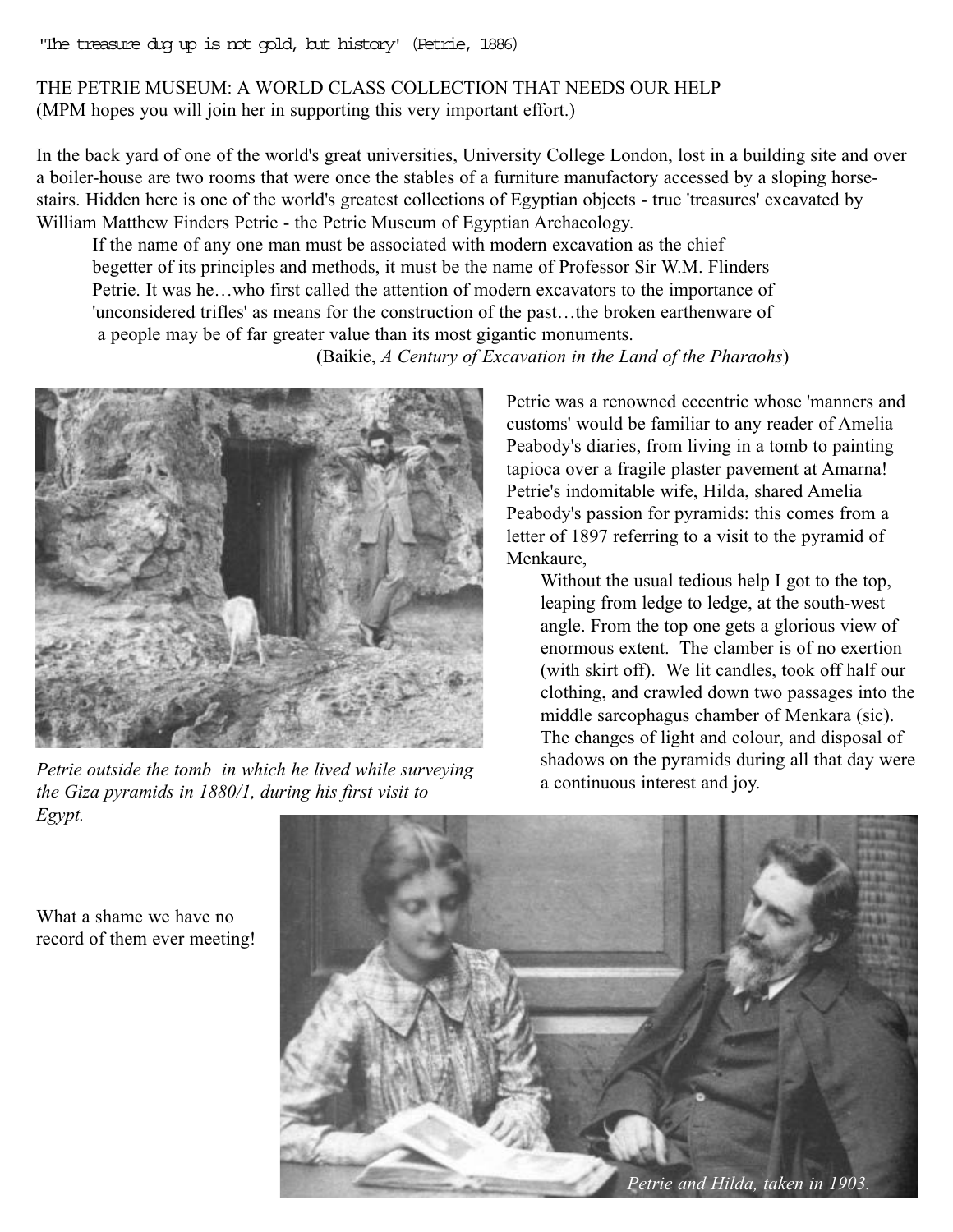'The treasure dug up is not gold, but history' (Petrie, 1886)

THE PETRIE MUSEUM: A WORLD CLASS COLLECTION THAT NEEDS OUR HELP
(MPM hopes you will join her in supporting this very important effort.)

In the back yard of one of the world's great universities, University College London, lost in a building site and over a boiler-house are two rooms that were once the stables of a furniture manufactory accessed by a sloping horse-stairs. Hidden here is one of the world's greatest collections of Egyptian objects - true 'treasures' excavated by William Matthew Finders Petrie - the Petrie Museum of Egyptian Archaeology.

> If the name of any one man must be associated with modern excavation as the chief begetter of its principles and methods, it must be the name of Professor Sir W.M. Flinders Petrie. It was he…who first called the attention of modern excavators to the importance of 'unconsidered trifles' as means for the construction of the past…the broken earthenware of a people may be of far greater value than its most gigantic monuments.
>
> (Baikie, *A Century of Excavation in the Land of the Pharaohs*)

*Petrie outside the tomb in which he lived while surveying the Giza pyramids in 1880/1, during his first visit to Egypt.*

Petrie was a renowned eccentric whose 'manners and customs' would be familiar to any reader of Amelia Peabody's diaries, from living in a tomb to painting tapioca over a fragile plaster pavement at Amarna! Petrie's indomitable wife, Hilda, shared Amelia Peabody's passion for pyramids: this comes from a letter of 1897 referring to a visit to the pyramid of Menkaure,

> Without the usual tedious help I got to the top, leaping from ledge to ledge, at the south-west angle. From the top one gets a glorious view of enormous extent. The clamber is of no exertion (with skirt off). We lit candles, took off half our clothing, and crawled down two passages into the middle sarcophagus chamber of Menkara (sic). The changes of light and colour, and disposal of shadows on the pyramids during all that day were a continuous interest and joy.

What a shame we have no record of them ever meeting!

*Petrie and Hilda, taken in 1903.*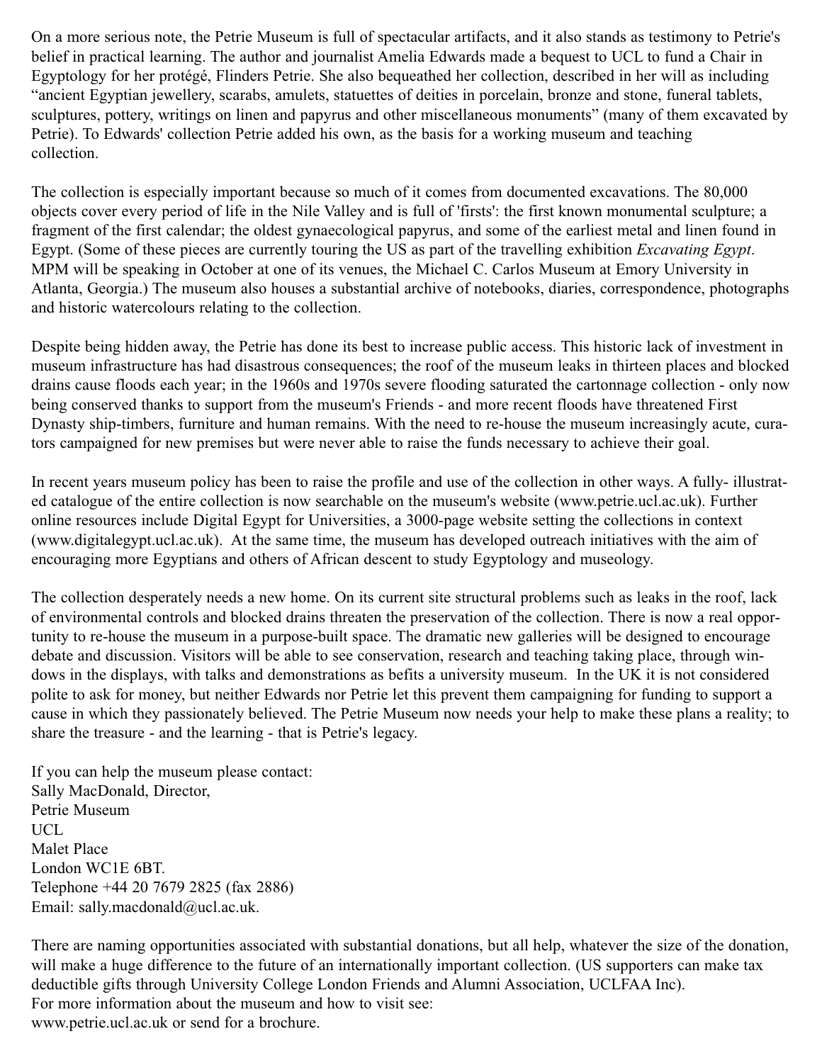On a more serious note, the Petrie Museum is full of spectacular artifacts, and it also stands as testimony to Petrie's belief in practical learning. The author and journalist Amelia Edwards made a bequest to UCL to fund a Chair in Egyptology for her protégé, Flinders Petrie. She also bequeathed her collection, described in her will as including "ancient Egyptian jewellery, scarabs, amulets, statuettes of deities in porcelain, bronze and stone, funeral tablets, sculptures, pottery, writings on linen and papyrus and other miscellaneous monuments" (many of them excavated by Petrie). To Edwards' collection Petrie added his own, as the basis for a working museum and teaching collection.

The collection is especially important because so much of it comes from documented excavations. The 80,000 objects cover every period of life in the Nile Valley and is full of 'firsts': the first known monumental sculpture; a fragment of the first calendar; the oldest gynaecological papyrus, and some of the earliest metal and linen found in Egypt. (Some of these pieces are currently touring the US as part of the travelling exhibition *Excavating Egypt*. MPM will be speaking in October at one of its venues, the Michael C. Carlos Museum at Emory University in Atlanta, Georgia.) The museum also houses a substantial archive of notebooks, diaries, correspondence, photographs and historic watercolours relating to the collection.

Despite being hidden away, the Petrie has done its best to increase public access. This historic lack of investment in museum infrastructure has had disastrous consequences; the roof of the museum leaks in thirteen places and blocked drains cause floods each year; in the 1960s and 1970s severe flooding saturated the cartonnage collection - only now being conserved thanks to support from the museum's Friends - and more recent floods have threatened First Dynasty ship-timbers, furniture and human remains. With the need to re-house the museum increasingly acute, curators campaigned for new premises but were never able to raise the funds necessary to achieve their goal.

In recent years museum policy has been to raise the profile and use of the collection in other ways. A fully- illustrated catalogue of the entire collection is now searchable on the museum's website (www.petrie.ucl.ac.uk). Further online resources include Digital Egypt for Universities, a 3000-page website setting the collections in context (www.digitalegypt.ucl.ac.uk). At the same time, the museum has developed outreach initiatives with the aim of encouraging more Egyptians and others of African descent to study Egyptology and museology.

The collection desperately needs a new home. On its current site structural problems such as leaks in the roof, lack of environmental controls and blocked drains threaten the preservation of the collection. There is now a real opportunity to re-house the museum in a purpose-built space. The dramatic new galleries will be designed to encourage debate and discussion. Visitors will be able to see conservation, research and teaching taking place, through windows in the displays, with talks and demonstrations as befits a university museum. In the UK it is not considered polite to ask for money, but neither Edwards nor Petrie let this prevent them campaigning for funding to support a cause in which they passionately believed. The Petrie Museum now needs your help to make these plans a reality; to share the treasure - and the learning - that is Petrie's legacy.

If you can help the museum please contact:
Sally MacDonald, Director,
Petrie Museum
UCL
Malet Place
London WC1E 6BT.
Telephone +44 20 7679 2825 (fax 2886)
Email: sally.macdonald@ucl.ac.uk.

There are naming opportunities associated with substantial donations, but all help, whatever the size of the donation, will make a huge difference to the future of an internationally important collection. (US supporters can make tax deductible gifts through University College London Friends and Alumni Association, UCLFAA Inc).
For more information about the museum and how to visit see:
www.petrie.ucl.ac.uk or send for a brochure.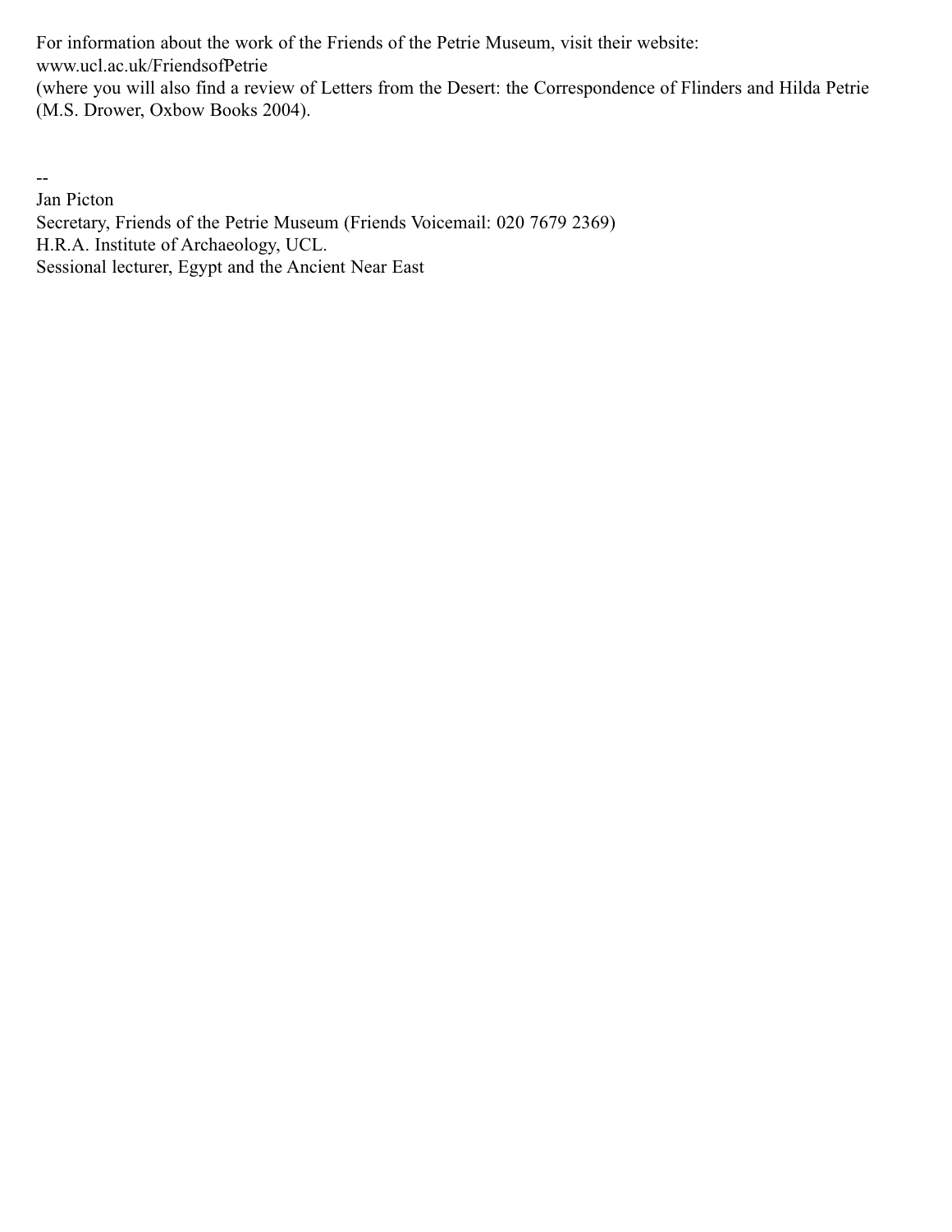For information about the work of the Friends of the Petrie Museum, visit their website:
www.ucl.ac.uk/FriendsofPetrie
(where you will also find a review of Letters from the Desert: the Correspondence of Flinders and Hilda Petrie (M.S. Drower, Oxbow Books 2004).

--
Jan Picton
Secretary, Friends of the Petrie Museum (Friends Voicemail: 020 7679 2369)
H.R.A. Institute of Archaeology, UCL.
Sessional lecturer, Egypt and the Ancient Near East